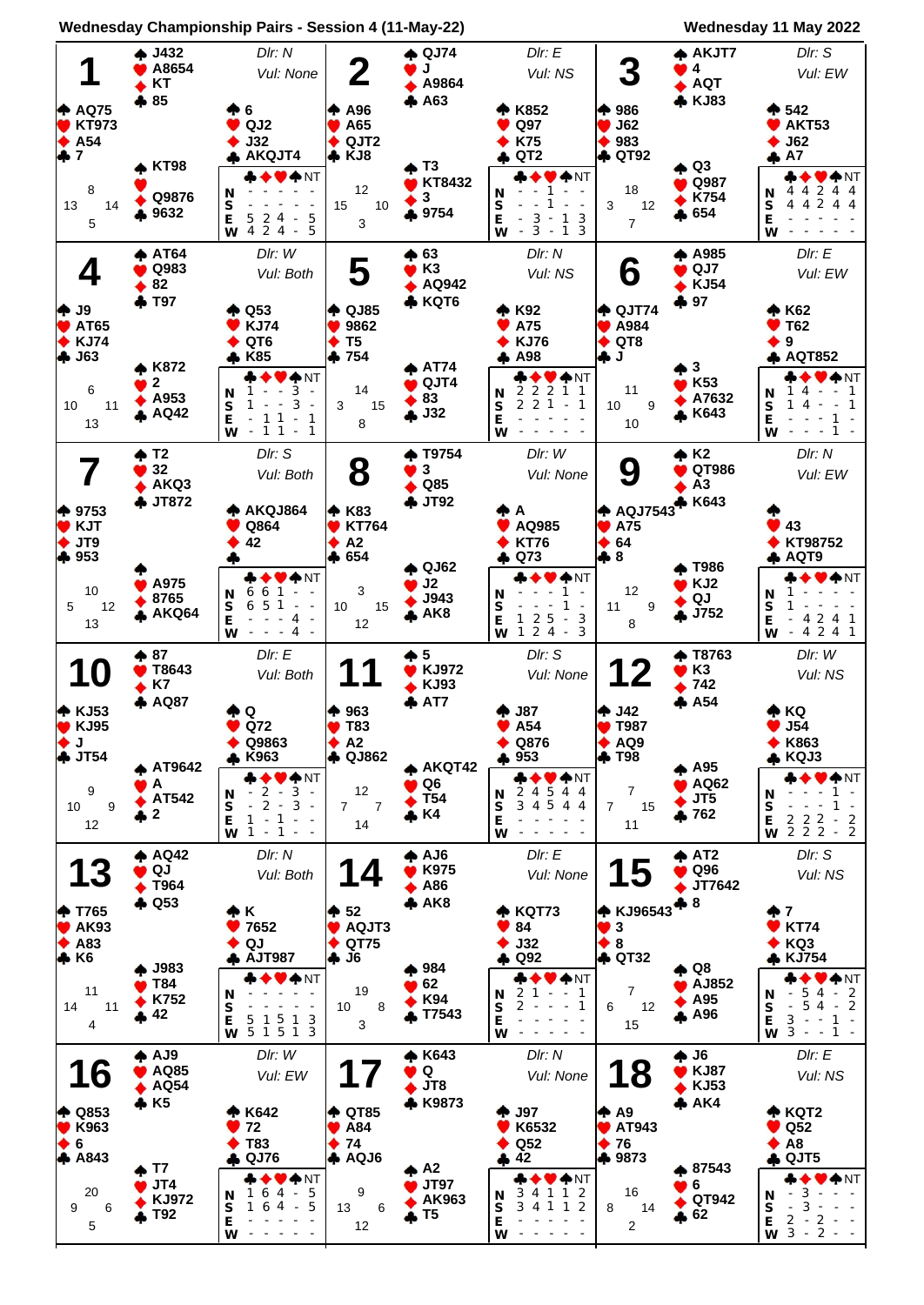**Wednesday Championship Pairs - Session 4 (11-May-22)** — Wednesday 11 May 2022

## Board 1
Dlr: N — Vul: None

- North: ♠ J432 ♥ A8654 ♦ KT ♣ 85
- West: ♠ AQ75 ♥ KT973 ♦ A54 ♣ 7
- East: ♠ 6 ♥ QJ2 ♦ J32 ♣ AKQJT4
- South: ♠ KT98 ♥ — ♦ Q9876 ♣ 9632

HCP: N 8, E 14, S 5, W 13

| | ♣ | ♦ | ♥ | ♠ | NT |
|---|---|---|---|---|---|
| N | - | - | - | - | - |
| S | - | - | - | - | - |
| E | 5 | 2 | 4 | - | 5 |
| W | 4 | 2 | 4 | - | 5 |

## Board 2
Dlr: E — Vul: NS

- North: ♠ QJ74 ♥ J ♦ A9864 ♣ A63
- West: ♠ A96 ♥ A65 ♦ QJT2 ♣ KJ8
- East: ♠ K852 ♥ Q97 ♦ K75 ♣ QT2
- South: ♠ T3 ♥ KT8432 ♦ 3 ♣ 9754

HCP: N 12, E 10, S 3, W 15

| | ♣ | ♦ | ♥ | ♠ | NT |
|---|---|---|---|---|---|
| N | - | - | 1 | - | - |
| S | - | - | 1 | - | - |
| E | - | 3 | - | 1 | 3 |
| W | - | 3 | - | 1 | 3 |

## Board 3
Dlr: S — Vul: EW

- North: ♠ AKJT7 ♥ 4 ♦ AQT ♣ KJ83
- West: ♠ 986 ♥ J62 ♦ 983 ♣ QT92
- East: ♠ 542 ♥ AKT53 ♦ J62 ♣ A7
- South: ♠ Q3 ♥ Q987 ♦ K754 ♣ 654

HCP: N 18, E 12, S 7, W 3

| | ♣ | ♦ | ♥ | ♠ | NT |
|---|---|---|---|---|---|
| N | 4 | 4 | 2 | 4 | 4 |
| S | 4 | 4 | 2 | 4 | 4 |
| E | - | - | - | - | - |
| W | - | - | - | - | - |

## Board 4
Dlr: W — Vul: Both

- North: ♠ AT64 ♥ Q983 ♦ 82 ♣ T97
- West: ♠ J9 ♥ AT65 ♦ KJ74 ♣ J63
- East: ♠ Q53 ♥ KJ74 ♦ QT6 ♣ K85
- South: ♠ K872 ♥ 2 ♦ A953 ♣ AQ42

HCP: N 6, E 11, S 13, W 10

| | ♣ | ♦ | ♥ | ♠ | NT |
|---|---|---|---|---|---|
| N | 1 | - | - | 3 | - |
| S | 1 | - | - | 3 | - |
| E | - | 1 | 1 | - | 1 |
| W | - | 1 | 1 | - | 1 |

## Board 5
Dlr: N — Vul: NS

- North: ♠ 63 ♥ K3 ♦ AQ942 ♣ KQT6
- West: ♠ QJ85 ♥ 9862 ♦ T5 ♣ 754
- East: ♠ K92 ♥ A75 ♦ KJ76 ♣ A98
- South: ♠ AT74 ♥ QJT4 ♦ 83 ♣ J32

HCP: N 14, E 15, S 8, W 3

| | ♣ | ♦ | ♥ | ♠ | NT |
|---|---|---|---|---|---|
| N | 2 | 2 | 2 | 1 | 1 |
| S | 2 | 2 | 1 | - | 1 |
| E | - | - | - | - | - |
| W | - | - | - | - | - |

## Board 6
Dlr: E — Vul: EW

- North: ♠ A985 ♥ QJ7 ♦ KJ54 ♣ 97
- West: ♠ QJT74 ♥ A984 ♦ QT8 ♣ J
- East: ♠ K62 ♥ T62 ♦ 9 ♣ AQT852
- South: ♠ 3 ♥ K53 ♦ A7632 ♣ K643

HCP: N 11, E 9, S 10, W 10

| | ♣ | ♦ | ♥ | ♠ | NT |
|---|---|---|---|---|---|
| N | 1 | 4 | - | - | 1 |
| S | 1 | 4 | - | - | 1 |
| E | - | - | - | 1 | - |
| W | - | - | - | 1 | - |

## Board 7
Dlr: S — Vul: Both

- North: ♠ T2 ♥ 32 ♦ AKQ3 ♣ JT872
- West: ♠ 9753 ♥ KJT ♦ JT9 ♣ 953
- East: ♠ AKQJ864 ♥ Q864 ♦ 42 ♣ —
- South: ♠ — ♥ A975 ♦ 8765 ♣ AKQ64

HCP: N 10, E 12, S 13, W 5

| | ♣ | ♦ | ♥ | ♠ | NT |
|---|---|---|---|---|---|
| N | 6 | 6 | 1 | - | - |
| S | 6 | 5 | 1 | - | - |
| E | - | - | - | 4 | - |
| W | - | - | - | 4 | - |

## Board 8
Dlr: W — Vul: None

- North: ♠ T9754 ♥ 3 ♦ Q85 ♣ JT92
- West: ♠ K83 ♥ KT764 ♦ A2 ♣ 654
- East: ♠ A ♥ AQ985 ♦ KT76 ♣ Q73
- South: ♠ QJ62 ♥ J2 ♦ J943 ♣ AK8

HCP: N 3, E 15, S 12, W 10

| | ♣ | ♦ | ♥ | ♠ | NT |
|---|---|---|---|---|---|
| N | - | - | - | 1 | - |
| S | - | - | - | 1 | - |
| E | 1 | 2 | 5 | - | 3 |
| W | 1 | 2 | 4 | - | 3 |

## Board 9
Dlr: N — Vul: EW

- North: ♠ K2 ♥ QT986 ♦ A3 ♣ K643
- West: ♠ AQJ7543 ♥ A75 ♦ 64 ♣ 8
- East: ♠ — ♥ 43 ♦ KT98752 ♣ AQT9
- South: ♠ T986 ♥ KJ2 ♦ QJ ♣ J752

HCP: N 12, E 9, S 8, W 11

| | ♣ | ♦ | ♥ | ♠ | NT |
|---|---|---|---|---|---|
| N | 1 | - | - | - | - |
| S | 1 | - | - | - | - |
| E | - | 4 | 2 | 4 | 1 |
| W | - | 4 | 2 | 4 | 1 |

## Board 10
Dlr: E — Vul: Both

- North: ♠ 87 ♥ T8643 ♦ K7 ♣ AQ87
- West: ♠ KJ53 ♥ KJ95 ♦ J ♣ JT54
- East: ♠ Q ♥ Q72 ♦ Q9863 ♣ K963
- South: ♠ AT9642 ♥ A ♦ AT542 ♣ 2

HCP: N 9, E 9, S 12, W 10

| | ♣ | ♦ | ♥ | ♠ | NT |
|---|---|---|---|---|---|
| N | - | 2 | - | 3 | - |
| S | - | 2 | - | 3 | - |
| E | 1 | - | 1 | - | - |
| W | 1 | - | 1 | - | - |

## Board 11
Dlr: S — Vul: None

- North: ♠ 5 ♥ KJ972 ♦ KJ93 ♣ AT7
- West: ♠ 963 ♥ T83 ♦ A2 ♣ QJ862
- East: ♠ J87 ♥ A54 ♦ Q876 ♣ 953
- South: ♠ AKQT42 ♥ Q6 ♦ T54 ♣ K4

HCP: N 12, E 7, S 14, W 7

| | ♣ | ♦ | ♥ | ♠ | NT |
|---|---|---|---|---|---|
| N | 2 | 4 | 5 | 4 | 4 |
| S | 3 | 4 | 5 | 4 | 4 |
| E | - | - | - | - | - |
| W | - | - | - | - | - |

## Board 12
Dlr: W — Vul: NS

- North: ♠ T8763 ♥ K3 ♦ 742 ♣ A54
- West: ♠ J42 ♥ T987 ♦ AQ9 ♣ T98
- East: ♠ KQ ♥ J54 ♦ K863 ♣ KQJ3
- South: ♠ A95 ♥ AQ62 ♦ JT5 ♣ 762

HCP: N 7, E 15, S 11, W 7

| | ♣ | ♦ | ♥ | ♠ | NT |
|---|---|---|---|---|---|
| N | - | - | - | 1 | - |
| S | - | - | - | 1 | - |
| E | 2 | 2 | 2 | - | 2 |
| W | 2 | 2 | 2 | - | 2 |

## Board 13
Dlr: N — Vul: Both

- North: ♠ AQ42 ♥ QJ ♦ T964 ♣ Q53
- West: ♠ T765 ♥ AK93 ♦ A83 ♣ K6
- East: ♠ K ♥ 7652 ♦ QJ ♣ AJT987
- South: ♠ J983 ♥ T84 ♦ K752 ♣ 42

HCP: N 11, E 11, S 4, W 14

| | ♣ | ♦ | ♥ | ♠ | NT |
|---|---|---|---|---|---|
| N | - | - | - | - | - |
| S | - | - | - | - | - |
| E | 5 | 1 | 5 | 1 | 3 |
| W | 5 | 1 | 5 | 1 | 3 |

## Board 14
Dlr: E — Vul: None

- North: ♠ AJ6 ♥ K975 ♦ A86 ♣ AK8
- West: ♠ 52 ♥ AQJT3 ♦ QT75 ♣ J6
- East: ♠ KQT73 ♥ 84 ♦ J32 ♣ Q92
- South: ♠ 984 ♥ 62 ♦ K94 ♣ T7543

HCP: N 19, E 8, S 3, W 10

| | ♣ | ♦ | ♥ | ♠ | NT |
|---|---|---|---|---|---|
| N | 2 | 1 | - | - | 1 |
| S | 2 | - | - | - | 1 |
| E | - | - | - | - | - |
| W | - | - | - | - | - |

## Board 15
Dlr: S — Vul: NS

- North: ♠ AT2 ♥ Q96 ♦ JT7642 ♣ 8
- West: ♠ KJ96543 ♥ 3 ♦ 8 ♣ QT32
- East: ♠ 7 ♥ KT74 ♦ KQ3 ♣ KJ754
- South: ♠ Q8 ♥ AJ852 ♦ A95 ♣ A96

HCP: N 7, E 12, S 15, W 6

| | ♣ | ♦ | ♥ | ♠ | NT |
|---|---|---|---|---|---|
| N | - | 5 | 4 | - | 2 |
| S | - | 5 | 4 | - | 2 |
| E | 3 | - | - | 1 | - |
| W | 3 | - | - | 1 | - |

## Board 16
Dlr: W — Vul: EW

- North: ♠ AJ9 ♥ AQ85 ♦ AQ54 ♣ K5
- West: ♠ Q853 ♥ K963 ♦ 6 ♣ A843
- East: ♠ K642 ♥ 72 ♦ T83 ♣ QJ76
- South: ♠ T7 ♥ JT4 ♦ KJ972 ♣ T92

HCP: N 20, E 6, S 5, W 9

| | ♣ | ♦ | ♥ | ♠ | NT |
|---|---|---|---|---|---|
| N | 1 | 6 | 4 | - | 5 |
| S | 1 | 6 | 4 | - | 5 |
| E | - | - | - | - | - |
| W | - | - | - | - | - |

## Board 17
Dlr: N — Vul: None

- North: ♠ K643 ♥ Q ♦ JT8 ♣ K9873
- West: ♠ QT85 ♥ A84 ♦ 74 ♣ AQJ6
- East: ♠ J97 ♥ K6532 ♦ Q52 ♣ 42
- South: ♠ A2 ♥ JT97 ♦ AK963 ♣ T5

HCP: N 9, E 6, S 12, W 13

| | ♣ | ♦ | ♥ | ♠ | NT |
|---|---|---|---|---|---|
| N | 3 | 4 | 1 | 1 | 2 |
| S | 3 | 4 | 1 | 1 | 2 |
| E | - | - | - | - | - |
| W | - | - | - | - | - |

## Board 18
Dlr: E — Vul: NS

- North: ♠ J6 ♥ KJ87 ♦ KJ53 ♣ AK4
- West: ♠ A9 ♥ AT943 ♦ 76 ♣ 9873
- East: ♠ KQT2 ♥ Q52 ♦ A8 ♣ QJT5
- South: ♠ 87543 ♥ 6 ♦ QT942 ♣ 62

HCP: N 16, E 14, S 2, W 8

| | ♣ | ♦ | ♥ | ♠ | NT |
|---|---|---|---|---|---|
| N | - | 3 | - | - | - |
| S | - | 3 | - | - | - |
| E | 2 | - | 2 | - | - |
| W | 3 | - | 2 | - | - |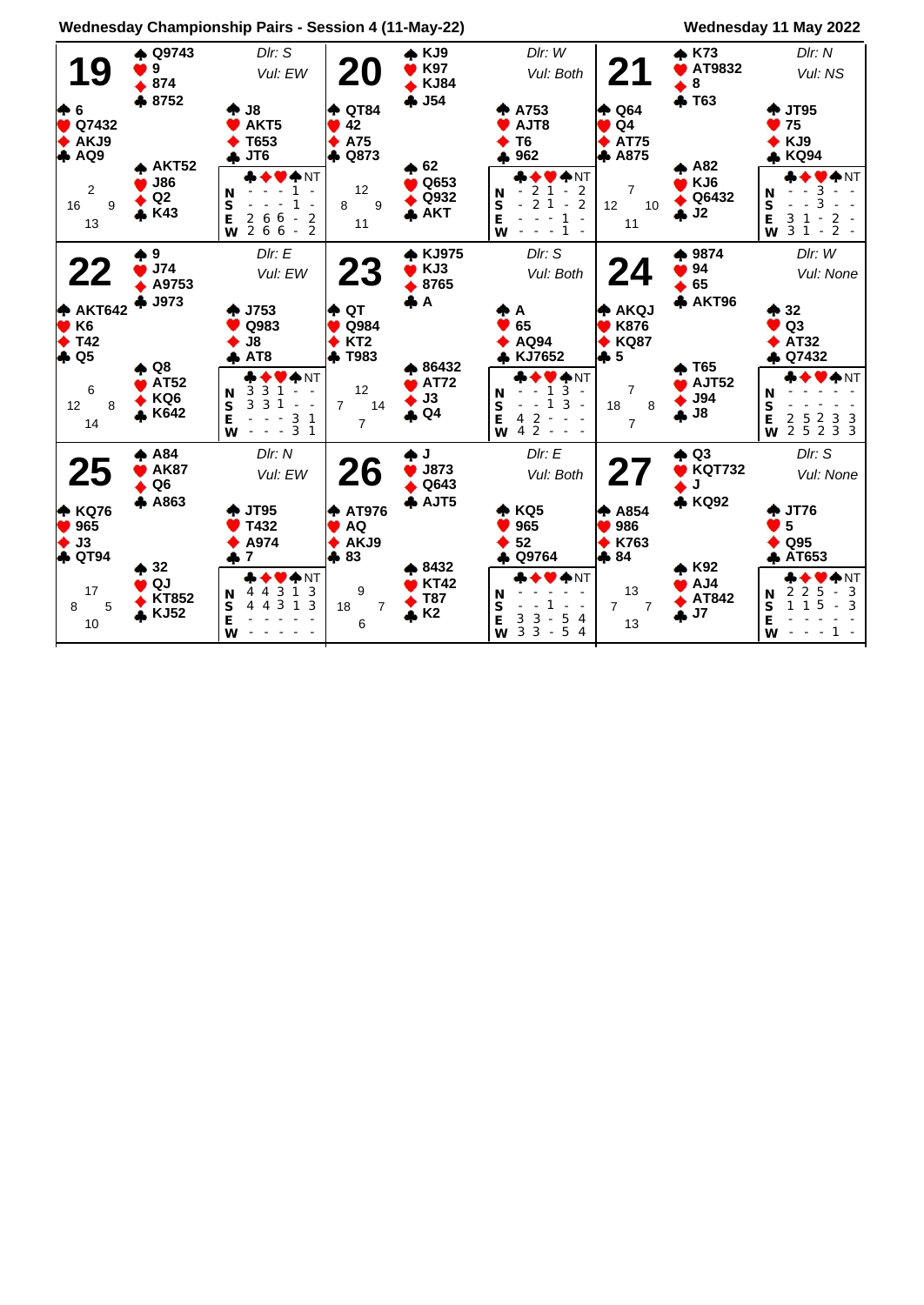**Wednesday Championship Pairs - Session 4 (11-May-22)** — Wednesday 11 May 2022

## Board 19

Dlr: S — Vul: EW

| | |
|---|---|
| North | ♠ Q9743 ♥ 9 ♦ 874 ♣ 8752 |
| West | ♠ 6 ♥ Q7432 ♦ AKJ9 ♣ AQ9 |
| East | ♠ J8 ♥ AKT5 ♦ T653 ♣ JT6 |
| South | ♠ AKT52 ♥ J86 ♦ Q2 ♣ K43 |

HCP: N 2, E 9, S 13, W 16

| | ♣ | ♦ | ♥ | ♠ | NT |
|---|---|---|---|---|---|
| N | - | - | - | 1 | - |
| S | - | - | - | 1 | - |
| E | 2 | 6 | 6 | - | 2 |
| W | 2 | 6 | 6 | - | 2 |

## Board 20

Dlr: W — Vul: Both

| | |
|---|---|
| North | ♠ KJ9 ♥ K97 ♦ KJ84 ♣ J54 |
| West | ♠ QT84 ♥ 42 ♦ A75 ♣ Q873 |
| East | ♠ A753 ♥ AJT8 ♦ T6 ♣ 962 |
| South | ♠ 62 ♥ Q653 ♦ Q932 ♣ AKT |

HCP: N 12, E 9, S 11, W 8

| | ♣ | ♦ | ♥ | ♠ | NT |
|---|---|---|---|---|---|
| N | - | 2 | 1 | - | 2 |
| S | - | 2 | 1 | - | 2 |
| E | - | - | - | 1 | - |
| W | - | - | - | 1 | - |

## Board 21

Dlr: N — Vul: NS

| | |
|---|---|
| North | ♠ K73 ♥ AT9832 ♦ 8 ♣ T63 |
| West | ♠ Q64 ♥ Q4 ♦ AT75 ♣ A875 |
| East | ♠ JT95 ♥ 75 ♦ KJ9 ♣ KQ94 |
| South | ♠ A82 ♥ KJ6 ♦ Q6432 ♣ J2 |

HCP: N 7, E 10, S 11, W 12

| | ♣ | ♦ | ♥ | ♠ | NT |
|---|---|---|---|---|---|
| N | - | - | 3 | - | - |
| S | - | - | 3 | - | - |
| E | 3 | 1 | - | 2 | - |
| W | 3 | 1 | - | 2 | - |

## Board 22

Dlr: E — Vul: EW

| | |
|---|---|
| North | ♠ 9 ♥ J74 ♦ A9753 ♣ J973 |
| West | ♠ AKT642 ♥ K6 ♦ T42 ♣ Q5 |
| East | ♠ J753 ♥ Q983 ♦ J8 ♣ AT8 |
| South | ♠ Q8 ♥ AT52 ♦ KQ6 ♣ K642 |

HCP: N 6, E 8, S 14, W 12

| | ♣ | ♦ | ♥ | ♠ | NT |
|---|---|---|---|---|---|
| N | 3 | 3 | 1 | - | - |
| S | 3 | 3 | 1 | - | - |
| E | - | - | - | 3 | 1 |
| W | - | - | - | 3 | 1 |

## Board 23

Dlr: S — Vul: Both

| | |
|---|---|
| North | ♠ KJ975 ♥ KJ3 ♦ 8765 ♣ A |
| West | ♠ QT ♥ Q984 ♦ KT2 ♣ T983 |
| East | ♠ A ♥ 65 ♦ AQ94 ♣ KJ7652 |
| South | ♠ 86432 ♥ AT72 ♦ J3 ♣ Q4 |

HCP: N 12, E 14, S 7, W 7

| | ♣ | ♦ | ♥ | ♠ | NT |
|---|---|---|---|---|---|
| N | - | - | 1 | 3 | - |
| S | - | - | 1 | 3 | - |
| E | 4 | 2 | - | - | - |
| W | 4 | 2 | - | - | - |

## Board 24

Dlr: W — Vul: None

| | |
|---|---|
| North | ♠ 9874 ♥ 94 ♦ 65 ♣ AKT96 |
| West | ♠ AKQJ ♥ K876 ♦ KQ87 ♣ 5 |
| East | ♠ 32 ♥ Q3 ♦ AT32 ♣ Q7432 |
| South | ♠ T65 ♥ AJT52 ♦ J94 ♣ J8 |

HCP: N 7, E 8, S 7, W 18

| | ♣ | ♦ | ♥ | ♠ | NT |
|---|---|---|---|---|---|
| N | - | - | - | - | - |
| S | - | - | - | - | - |
| E | 2 | 5 | 2 | 3 | 3 |
| W | 2 | 5 | 2 | 3 | 3 |

## Board 25

Dlr: N — Vul: EW

| | |
|---|---|
| North | ♠ A84 ♥ AK87 ♦ Q6 ♣ A863 |
| West | ♠ KQ76 ♥ 965 ♦ J3 ♣ QT94 |
| East | ♠ JT95 ♥ T432 ♦ A974 ♣ 7 |
| South | ♠ 32 ♥ QJ ♦ KT852 ♣ KJ52 |

HCP: N 17, E 5, S 10, W 8

| | ♣ | ♦ | ♥ | ♠ | NT |
|---|---|---|---|---|---|
| N | 4 | 4 | 3 | 1 | 3 |
| S | 4 | 4 | 3 | 1 | 3 |
| E | - | - | - | - | - |
| W | - | - | - | - | - |

## Board 26

Dlr: E — Vul: Both

| | |
|---|---|
| North | ♠ J ♥ J873 ♦ Q643 ♣ AJT5 |
| West | ♠ AT976 ♥ AQ ♦ AKJ9 ♣ 83 |
| East | ♠ KQ5 ♥ 965 ♦ 52 ♣ Q9764 |
| South | ♠ 8432 ♥ KT42 ♦ T87 ♣ K2 |

HCP: N 9, E 7, S 6, W 18

| | ♣ | ♦ | ♥ | ♠ | NT |
|---|---|---|---|---|---|
| N | - | - | - | - | - |
| S | - | - | 1 | - | - |
| E | 3 | 3 | - | 5 | 4 |
| W | 3 | 3 | - | 5 | 4 |

## Board 27

Dlr: S — Vul: None

| | |
|---|---|
| North | ♠ Q3 ♥ KQT732 ♦ J ♣ KQ92 |
| West | ♠ A854 ♥ 986 ♦ K763 ♣ 84 |
| East | ♠ JT76 ♥ 5 ♦ Q95 ♣ AT653 |
| South | ♠ K92 ♥ AJ4 ♦ AT842 ♣ J7 |

HCP: N 13, E 7, S 13, W 7

| | ♣ | ♦ | ♥ | ♠ | NT |
|---|---|---|---|---|---|
| N | 2 | 2 | 5 | - | 3 |
| S | 1 | 1 | 5 | - | 3 |
| E | - | - | - | - | - |
| W | - | - | - | 1 | - |